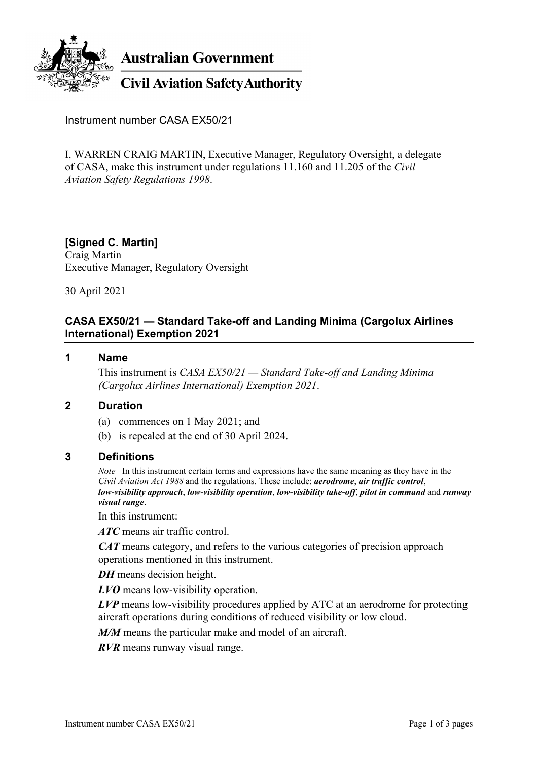**Australian Government**

**Civil Aviation Safety Authority**

Instrument number CASA EX50/21

I, WARREN CRAIG MARTIN, Executive Manager, Regulatory Oversight, a delegate of CASA, make this instrument under regulations 11.160 and 11.205 of the *Civil Aviation Safety Regulations 1998*.

**[Signed C. Martin]**
Craig Martin
Executive Manager, Regulatory Oversight

30 April 2021

## CASA EX50/21 — Standard Take-off and Landing Minima (Cargolux Airlines International) Exemption 2021

### 1 Name

This instrument is *CASA EX50/21 — Standard Take-off and Landing Minima (Cargolux Airlines International) Exemption 2021*.

### 2 Duration

(a) commences on 1 May 2021; and

(b) is repealed at the end of 30 April 2024.

### 3 Definitions

*Note* In this instrument certain terms and expressions have the same meaning as they have in the *Civil Aviation Act 1988* and the regulations. These include: ***aerodrome***, ***air traffic control***, ***low-visibility approach***, ***low-visibility operation***, ***low-visibility take-off***, ***pilot in command*** and ***runway visual range***.

In this instrument:

***ATC*** means air traffic control.

***CAT*** means category, and refers to the various categories of precision approach operations mentioned in this instrument.

***DH*** means decision height.

***LVO*** means low-visibility operation.

***LVP*** means low-visibility procedures applied by ATC at an aerodrome for protecting aircraft operations during conditions of reduced visibility or low cloud.

***M/M*** means the particular make and model of an aircraft.

***RVR*** means runway visual range.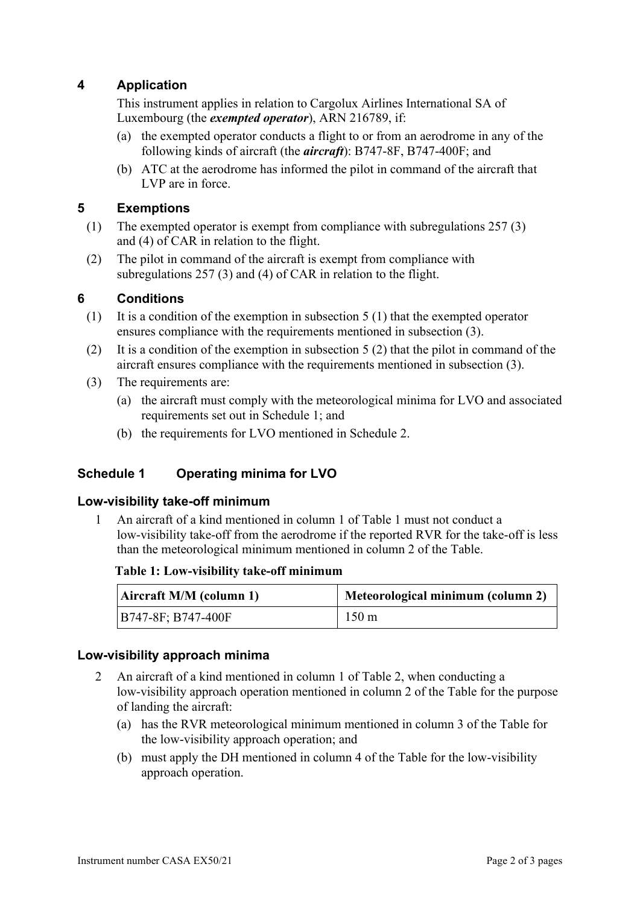## 4 Application

This instrument applies in relation to Cargolux Airlines International SA of Luxembourg (the ***exempted operator***), ARN 216789, if:

(a) the exempted operator conducts a flight to or from an aerodrome in any of the following kinds of aircraft (the ***aircraft***): B747-8F, B747-400F; and

(b) ATC at the aerodrome has informed the pilot in command of the aircraft that LVP are in force.

## 5 Exemptions

(1) The exempted operator is exempt from compliance with subregulations 257 (3) and (4) of CAR in relation to the flight.

(2) The pilot in command of the aircraft is exempt from compliance with subregulations 257 (3) and (4) of CAR in relation to the flight.

## 6 Conditions

(1) It is a condition of the exemption in subsection 5 (1) that the exempted operator ensures compliance with the requirements mentioned in subsection (3).

(2) It is a condition of the exemption in subsection 5 (2) that the pilot in command of the aircraft ensures compliance with the requirements mentioned in subsection (3).

(3) The requirements are:

(a) the aircraft must comply with the meteorological minima for LVO and associated requirements set out in Schedule 1; and

(b) the requirements for LVO mentioned in Schedule 2.

## Schedule 1 Operating minima for LVO

### Low-visibility take-off minimum

1 An aircraft of a kind mentioned in column 1 of Table 1 must not conduct a low-visibility take-off from the aerodrome if the reported RVR for the take-off is less than the meteorological minimum mentioned in column 2 of the Table.

**Table 1: Low-visibility take-off minimum**

| Aircraft M/M (column 1) | Meteorological minimum (column 2) |
| --- | --- |
| B747-8F; B747-400F | 150 m |

### Low-visibility approach minima

2 An aircraft of a kind mentioned in column 1 of Table 2, when conducting a low-visibility approach operation mentioned in column 2 of the Table for the purpose of landing the aircraft:

(a) has the RVR meteorological minimum mentioned in column 3 of the Table for the low-visibility approach operation; and

(b) must apply the DH mentioned in column 4 of the Table for the low-visibility approach operation.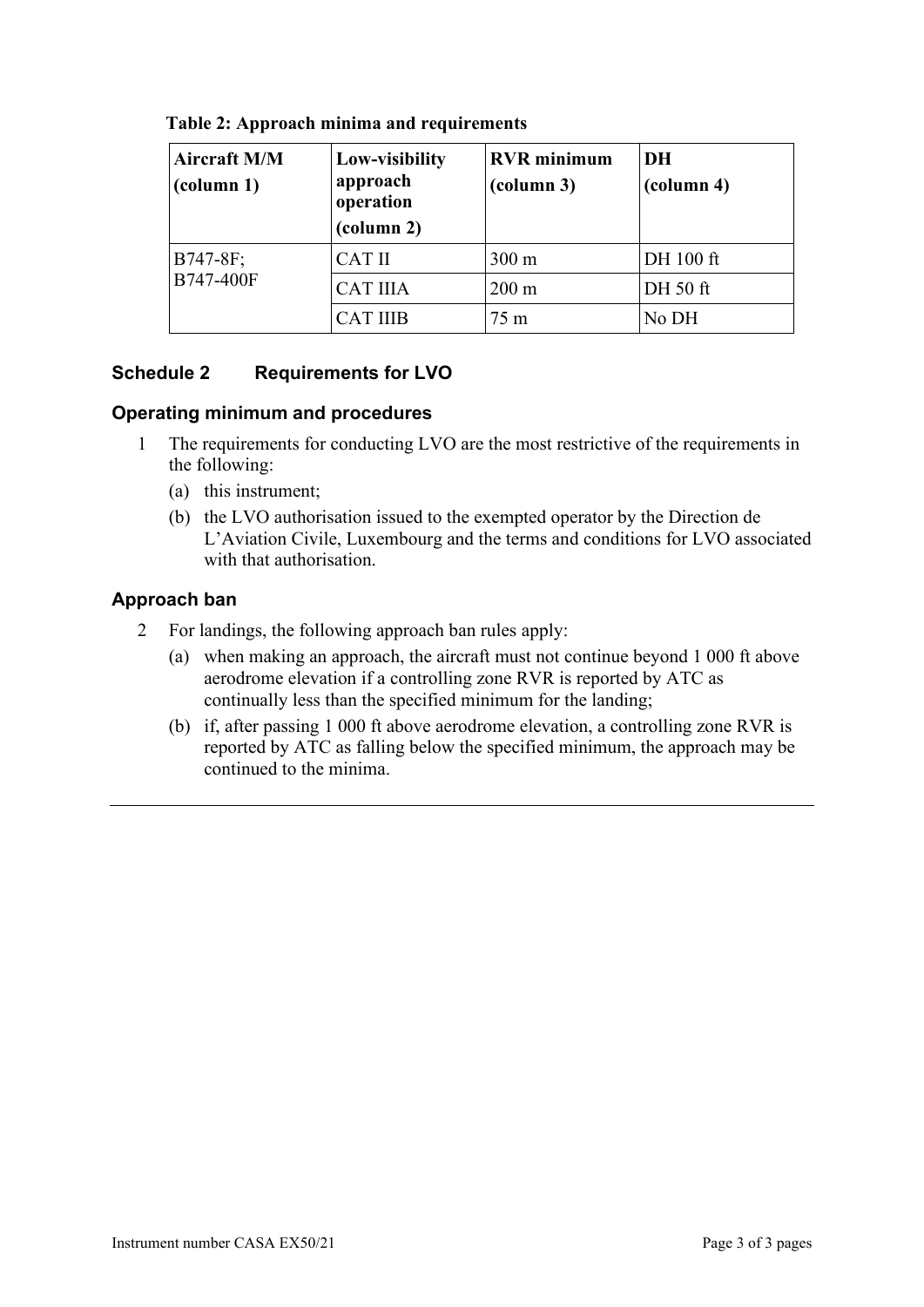**Table 2: Approach minima and requirements**

| **Aircraft M/M (column 1)** | **Low-visibility approach operation (column 2)** | **RVR minimum (column 3)** | **DH (column 4)** |
| --- | --- | --- | --- |
| B747-8F; B747-400F | CAT II | 300 m | DH 100 ft |
| | CAT IIIA | 200 m | DH 50 ft |
| | CAT IIIB | 75 m | No DH |

## Schedule 2 Requirements for LVO

### Operating minimum and procedures

1 The requirements for conducting LVO are the most restrictive of the requirements in the following:

(a) this instrument;

(b) the LVO authorisation issued to the exempted operator by the Direction de L'Aviation Civile, Luxembourg and the terms and conditions for LVO associated with that authorisation.

### Approach ban

2 For landings, the following approach ban rules apply:

(a) when making an approach, the aircraft must not continue beyond 1 000 ft above aerodrome elevation if a controlling zone RVR is reported by ATC as continually less than the specified minimum for the landing;

(b) if, after passing 1 000 ft above aerodrome elevation, a controlling zone RVR is reported by ATC as falling below the specified minimum, the approach may be continued to the minima.